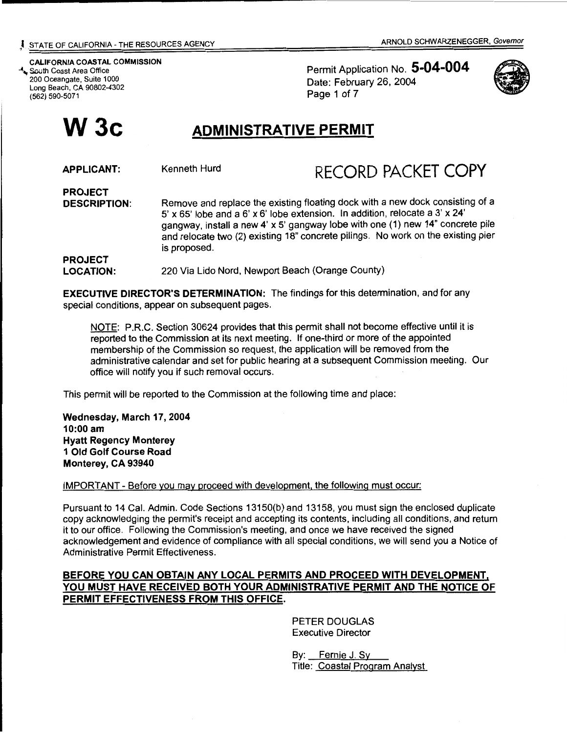STATE OF CALIFORNIA - THE RESOURCES AGENCY — ARNOLD SCHWARZENEGGER, *Governor*

**CALIFORNIA COASTAL COMMISSION**
South Coast Area Office
200 Oceangate, Suite 1000
Long Beach, CA 90802-4302
(562) 590-5071

Permit Application No. **5-04-004**
Date: February 26, 2004
Page 1 of 7

# W 3c

## ADMINISTRATIVE PERMIT

RECORD PACKET COPY

**APPLICANT:** Kenneth Hurd

**PROJECT DESCRIPTION:** Remove and replace the existing floating dock with a new dock consisting of a 5' x 65' lobe and a 6' x 6' lobe extension. In addition, relocate a 3' x 24' gangway, install a new 4' x 5' gangway lobe with one (1) new 14" concrete pile and relocate two (2) existing 18" concrete pilings. No work on the existing pier is proposed.

**PROJECT LOCATION:** 220 Via Lido Nord, Newport Beach (Orange County)

**EXECUTIVE DIRECTOR'S DETERMINATION:** The findings for this determination, and for any special conditions, appear on subsequent pages.

NOTE: P.R.C. Section 30624 provides that this permit shall not become effective until it is reported to the Commission at its next meeting. If one-third or more of the appointed membership of the Commission so request, the application will be removed from the administrative calendar and set for public hearing at a subsequent Commission meeting. Our office will notify you if such removal occurs.

This permit will be reported to the Commission at the following time and place:

**Wednesday, March 17, 2004**
**10:00 am**
**Hyatt Regency Monterey**
**1 Old Golf Course Road**
**Monterey, CA 93940**

IMPORTANT - Before you may proceed with development, the following must occur:

Pursuant to 14 Cal. Admin. Code Sections 13150(b) and 13158, you must sign the enclosed duplicate copy acknowledging the permit's receipt and accepting its contents, including all conditions, and return it to our office. Following the Commission's meeting, and once we have received the signed acknowledgement and evidence of compliance with all special conditions, we will send you a Notice of Administrative Permit Effectiveness.

**BEFORE YOU CAN OBTAIN ANY LOCAL PERMITS AND PROCEED WITH DEVELOPMENT, YOU MUST HAVE RECEIVED BOTH YOUR ADMINISTRATIVE PERMIT AND THE NOTICE OF PERMIT EFFECTIVENESS FROM THIS OFFICE.**

PETER DOUGLAS
Executive Director

By: Fernie J. Sy
Title: Coastal Program Analyst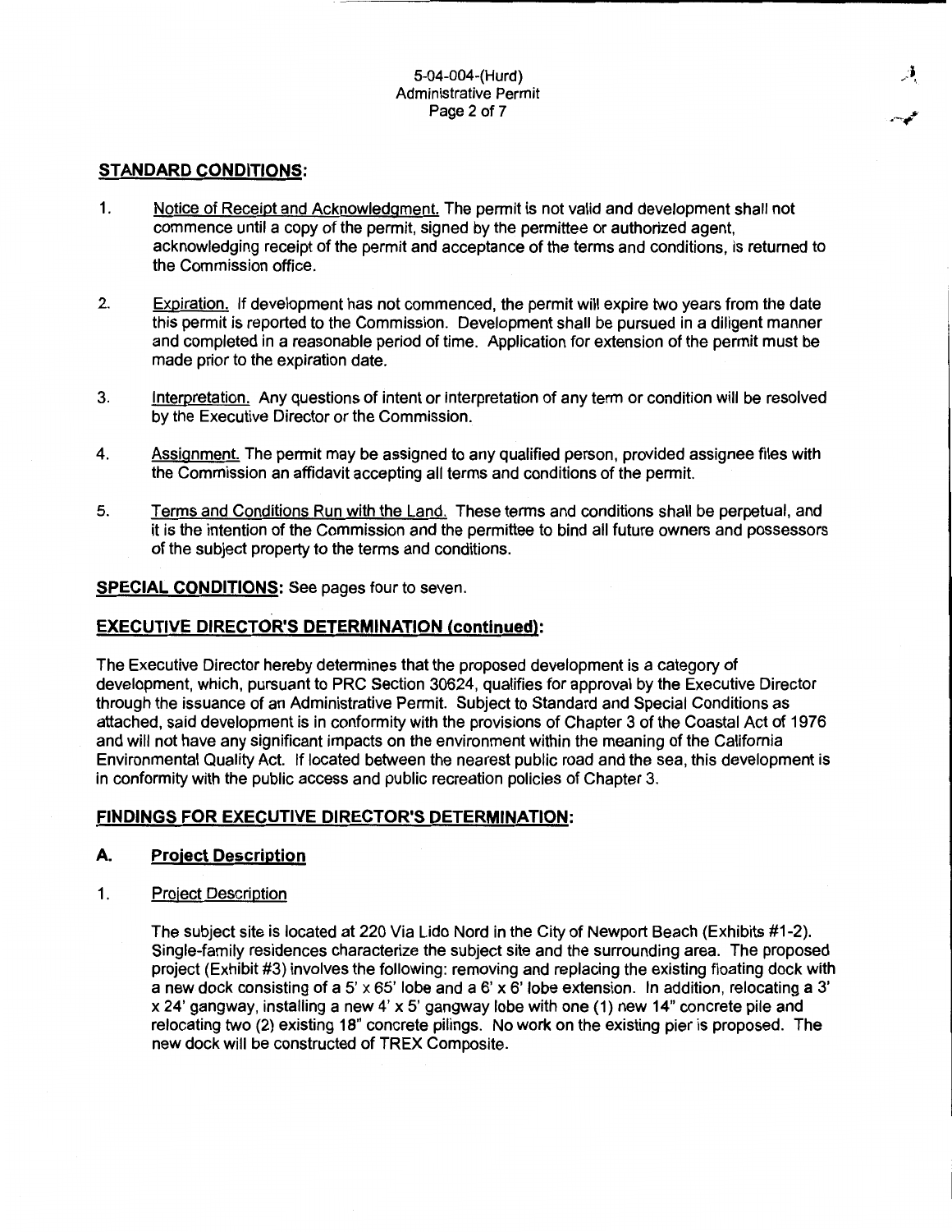## STANDARD CONDITIONS:

1. Notice of Receipt and Acknowledgment. The permit is not valid and development shall not commence until a copy of the permit, signed by the permittee or authorized agent, acknowledging receipt of the permit and acceptance of the terms and conditions, is returned to the Commission office.

2. Expiration. If development has not commenced, the permit will expire two years from the date this permit is reported to the Commission. Development shall be pursued in a diligent manner and completed in a reasonable period of time. Application for extension of the permit must be made prior to the expiration date.

3. Interpretation. Any questions of intent or interpretation of any term or condition will be resolved by the Executive Director or the Commission.

4. Assignment. The permit may be assigned to any qualified person, provided assignee files with the Commission an affidavit accepting all terms and conditions of the permit.

5. Terms and Conditions Run with the Land. These terms and conditions shall be perpetual, and it is the intention of the Commission and the permittee to bind all future owners and possessors of the subject property to the terms and conditions.

**SPECIAL CONDITIONS:** See pages four to seven.

## EXECUTIVE DIRECTOR'S DETERMINATION (continued):

The Executive Director hereby determines that the proposed development is a category of development, which, pursuant to PRC Section 30624, qualifies for approval by the Executive Director through the issuance of an Administrative Permit. Subject to Standard and Special Conditions as attached, said development is in conformity with the provisions of Chapter 3 of the Coastal Act of 1976 and will not have any significant impacts on the environment within the meaning of the California Environmental Quality Act. If located between the nearest public road and the sea, this development is in conformity with the public access and public recreation policies of Chapter 3.

## FINDINGS FOR EXECUTIVE DIRECTOR'S DETERMINATION:

### A. Project Description

1. Project Description

   The subject site is located at 220 Via Lido Nord in the City of Newport Beach (Exhibits #1-2). Single-family residences characterize the subject site and the surrounding area. The proposed project (Exhibit #3) involves the following: removing and replacing the existing floating dock with a new dock consisting of a 5' x 65' lobe and a 6' x 6' lobe extension. In addition, relocating a 3' x 24' gangway, installing a new 4' x 5' gangway lobe with one (1) new 14" concrete pile and relocating two (2) existing 18" concrete pilings. No work on the existing pier is proposed. The new dock will be constructed of TREX Composite.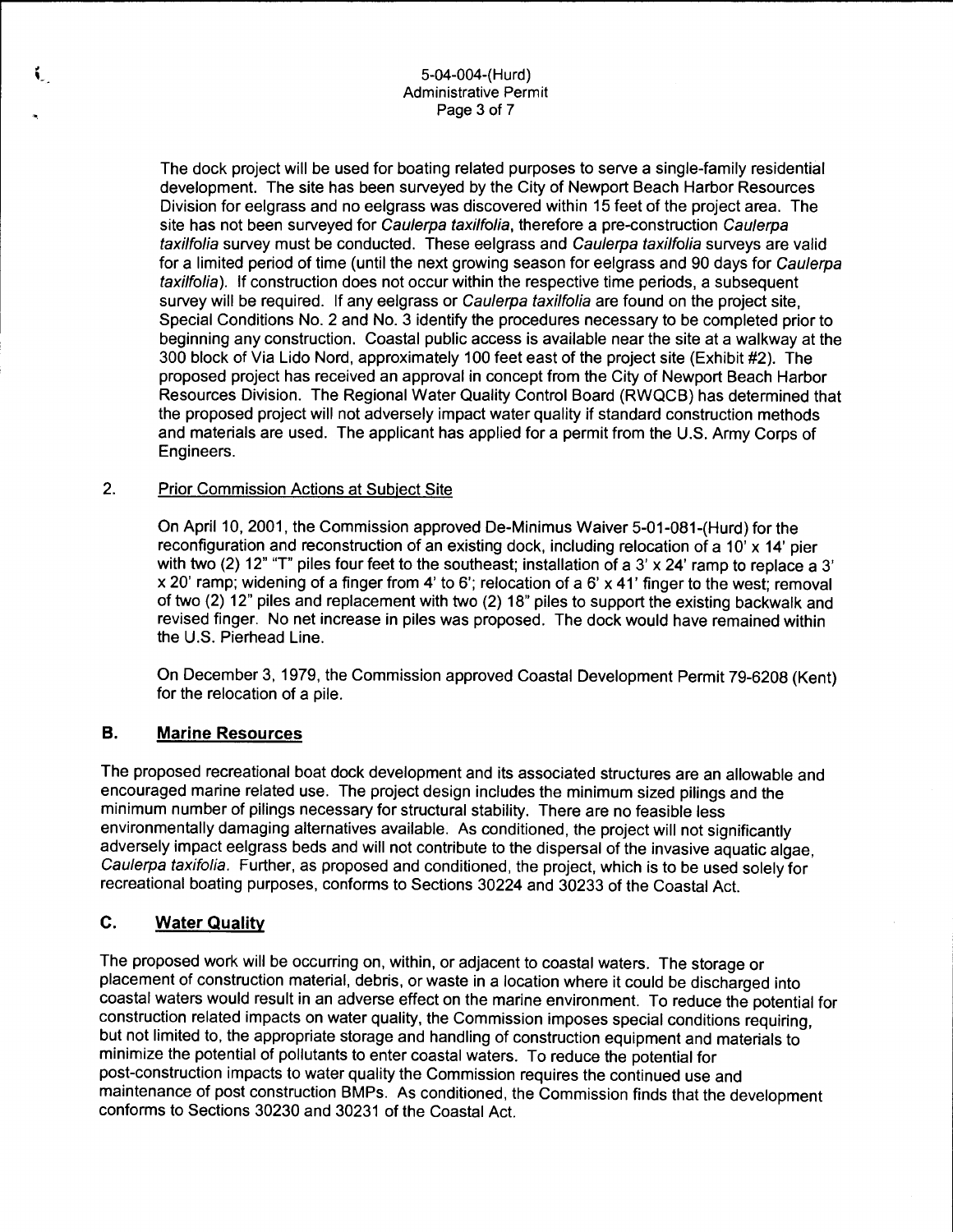The dock project will be used for boating related purposes to serve a single-family residential development. The site has been surveyed by the City of Newport Beach Harbor Resources Division for eelgrass and no eelgrass was discovered within 15 feet of the project area. The site has not been surveyed for *Caulerpa taxilfolia*, therefore a pre-construction *Caulerpa taxilfolia* survey must be conducted. These eelgrass and *Caulerpa taxilfolia* surveys are valid for a limited period of time (until the next growing season for eelgrass and 90 days for *Caulerpa taxilfolia*). If construction does not occur within the respective time periods, a subsequent survey will be required. If any eelgrass or *Caulerpa taxilfolia* are found on the project site, Special Conditions No. 2 and No. 3 identify the procedures necessary to be completed prior to beginning any construction. Coastal public access is available near the site at a walkway at the 300 block of Via Lido Nord, approximately 100 feet east of the project site (Exhibit #2). The proposed project has received an approval in concept from the City of Newport Beach Harbor Resources Division. The Regional Water Quality Control Board (RWQCB) has determined that the proposed project will not adversely impact water quality if standard construction methods and materials are used. The applicant has applied for a permit from the U.S. Army Corps of Engineers.

2. Prior Commission Actions at Subject Site

On April 10, 2001, the Commission approved De-Minimus Waiver 5-01-081-(Hurd) for the reconfiguration and reconstruction of an existing dock, including relocation of a 10' x 14' pier with two (2) 12" "T" piles four feet to the southeast; installation of a 3' x 24' ramp to replace a 3' x 20' ramp; widening of a finger from 4' to 6'; relocation of a 6' x 41' finger to the west; removal of two (2) 12" piles and replacement with two (2) 18" piles to support the existing backwalk and revised finger. No net increase in piles was proposed. The dock would have remained within the U.S. Pierhead Line.

On December 3, 1979, the Commission approved Coastal Development Permit 79-6208 (Kent) for the relocation of a pile.

## B. Marine Resources

The proposed recreational boat dock development and its associated structures are an allowable and encouraged marine related use. The project design includes the minimum sized pilings and the minimum number of pilings necessary for structural stability. There are no feasible less environmentally damaging alternatives available. As conditioned, the project will not significantly adversely impact eelgrass beds and will not contribute to the dispersal of the invasive aquatic algae, *Caulerpa taxifolia*. Further, as proposed and conditioned, the project, which is to be used solely for recreational boating purposes, conforms to Sections 30224 and 30233 of the Coastal Act.

## C. Water Quality

The proposed work will be occurring on, within, or adjacent to coastal waters. The storage or placement of construction material, debris, or waste in a location where it could be discharged into coastal waters would result in an adverse effect on the marine environment. To reduce the potential for construction related impacts on water quality, the Commission imposes special conditions requiring, but not limited to, the appropriate storage and handling of construction equipment and materials to minimize the potential of pollutants to enter coastal waters. To reduce the potential for post-construction impacts to water quality the Commission requires the continued use and maintenance of post construction BMPs. As conditioned, the Commission finds that the development conforms to Sections 30230 and 30231 of the Coastal Act.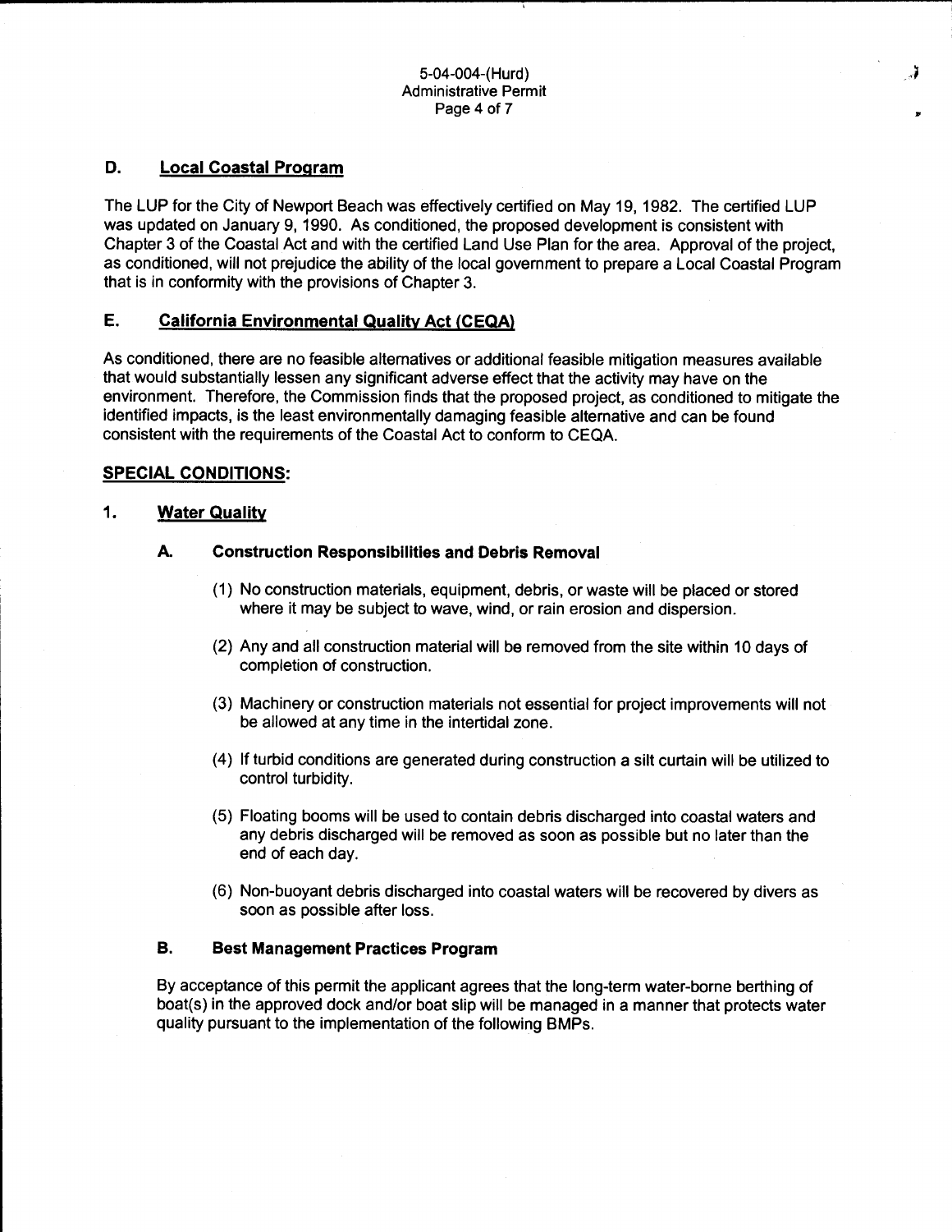## D. Local Coastal Program

The LUP for the City of Newport Beach was effectively certified on May 19, 1982. The certified LUP was updated on January 9, 1990. As conditioned, the proposed development is consistent with Chapter 3 of the Coastal Act and with the certified Land Use Plan for the area. Approval of the project, as conditioned, will not prejudice the ability of the local government to prepare a Local Coastal Program that is in conformity with the provisions of Chapter 3.

## E. California Environmental Quality Act (CEQA)

As conditioned, there are no feasible alternatives or additional feasible mitigation measures available that would substantially lessen any significant adverse effect that the activity may have on the environment. Therefore, the Commission finds that the proposed project, as conditioned to mitigate the identified impacts, is the least environmentally damaging feasible alternative and can be found consistent with the requirements of the Coastal Act to conform to CEQA.

## SPECIAL CONDITIONS:

### 1. Water Quality

#### A. Construction Responsibilities and Debris Removal

(1) No construction materials, equipment, debris, or waste will be placed or stored where it may be subject to wave, wind, or rain erosion and dispersion.

(2) Any and all construction material will be removed from the site within 10 days of completion of construction.

(3) Machinery or construction materials not essential for project improvements will not be allowed at any time in the intertidal zone.

(4) If turbid conditions are generated during construction a silt curtain will be utilized to control turbidity.

(5) Floating booms will be used to contain debris discharged into coastal waters and any debris discharged will be removed as soon as possible but no later than the end of each day.

(6) Non-buoyant debris discharged into coastal waters will be recovered by divers as soon as possible after loss.

#### B. Best Management Practices Program

By acceptance of this permit the applicant agrees that the long-term water-borne berthing of boat(s) in the approved dock and/or boat slip will be managed in a manner that protects water quality pursuant to the implementation of the following BMPs.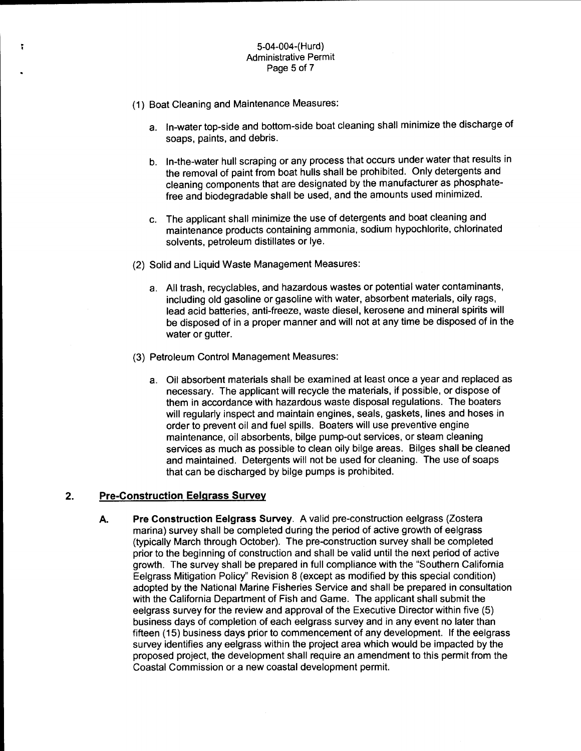(1) Boat Cleaning and Maintenance Measures:

a. In-water top-side and bottom-side boat cleaning shall minimize the discharge of soaps, paints, and debris.

b. In-the-water hull scraping or any process that occurs under water that results in the removal of paint from boat hulls shall be prohibited. Only detergents and cleaning components that are designated by the manufacturer as phosphate-free and biodegradable shall be used, and the amounts used minimized.

c. The applicant shall minimize the use of detergents and boat cleaning and maintenance products containing ammonia, sodium hypochlorite, chlorinated solvents, petroleum distillates or lye.

(2) Solid and Liquid Waste Management Measures:

a. All trash, recyclables, and hazardous wastes or potential water contaminants, including old gasoline or gasoline with water, absorbent materials, oily rags, lead acid batteries, anti-freeze, waste diesel, kerosene and mineral spirits will be disposed of in a proper manner and will not at any time be disposed of in the water or gutter.

(3) Petroleum Control Management Measures:

a. Oil absorbent materials shall be examined at least once a year and replaced as necessary. The applicant will recycle the materials, if possible, or dispose of them in accordance with hazardous waste disposal regulations. The boaters will regularly inspect and maintain engines, seals, gaskets, lines and hoses in order to prevent oil and fuel spills. Boaters will use preventive engine maintenance, oil absorbents, bilge pump-out services, or steam cleaning services as much as possible to clean oily bilge areas. Bilges shall be cleaned and maintained. Detergents will not be used for cleaning. The use of soaps that can be discharged by bilge pumps is prohibited.

## 2. Pre-Construction Eelgrass Survey

**A. Pre Construction Eelgrass Survey**. A valid pre-construction eelgrass (Zostera marina) survey shall be completed during the period of active growth of eelgrass (typically March through October). The pre-construction survey shall be completed prior to the beginning of construction and shall be valid until the next period of active growth. The survey shall be prepared in full compliance with the "Southern California Eelgrass Mitigation Policy" Revision 8 (except as modified by this special condition) adopted by the National Marine Fisheries Service and shall be prepared in consultation with the California Department of Fish and Game. The applicant shall submit the eelgrass survey for the review and approval of the Executive Director within five (5) business days of completion of each eelgrass survey and in any event no later than fifteen (15) business days prior to commencement of any development. If the eelgrass survey identifies any eelgrass within the project area which would be impacted by the proposed project, the development shall require an amendment to this permit from the Coastal Commission or a new coastal development permit.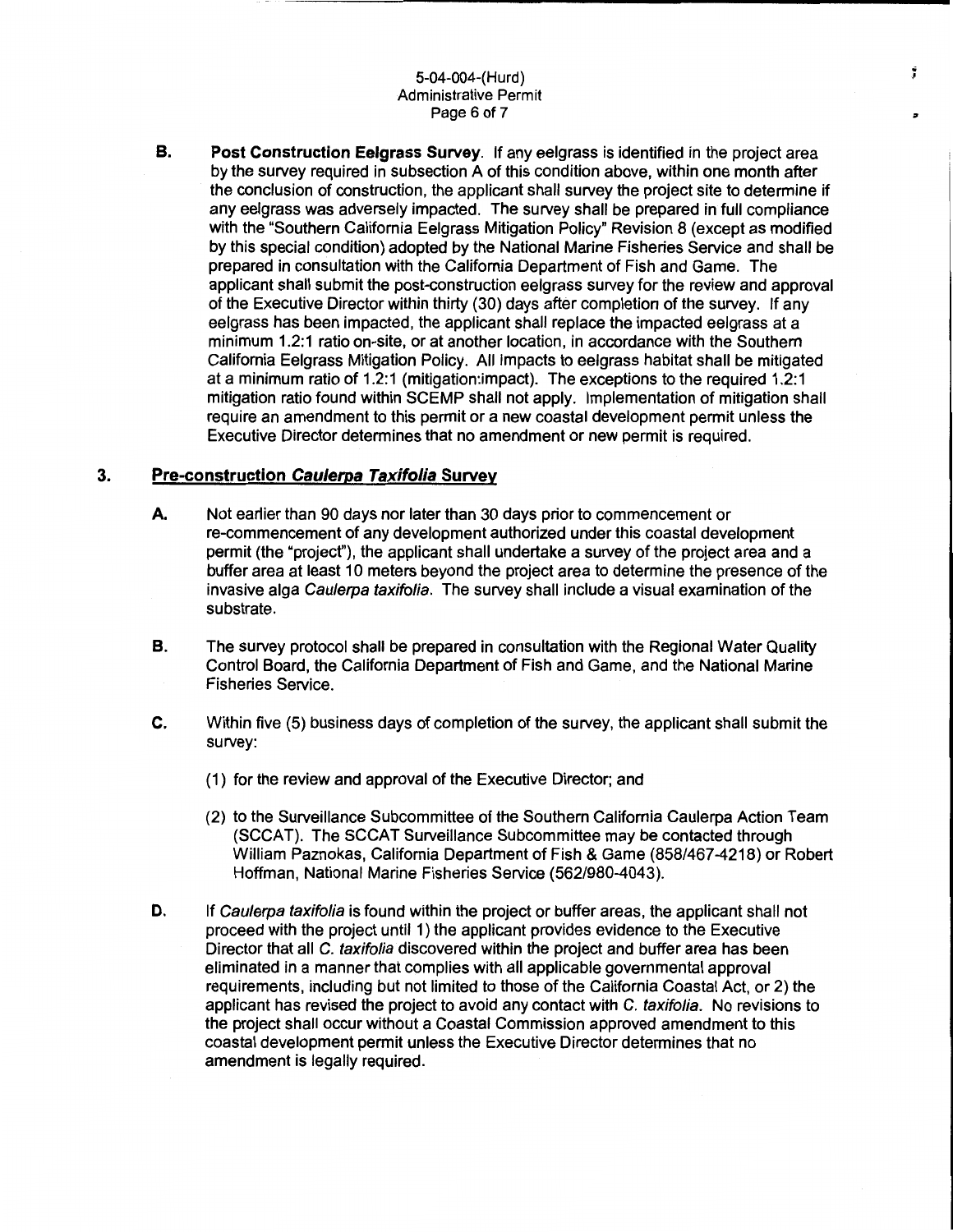**B. Post Construction Eelgrass Survey**. If any eelgrass is identified in the project area by the survey required in subsection A of this condition above, within one month after the conclusion of construction, the applicant shall survey the project site to determine if any eelgrass was adversely impacted. The survey shall be prepared in full compliance with the "Southern California Eelgrass Mitigation Policy" Revision 8 (except as modified by this special condition) adopted by the National Marine Fisheries Service and shall be prepared in consultation with the California Department of Fish and Game. The applicant shall submit the post-construction eelgrass survey for the review and approval of the Executive Director within thirty (30) days after completion of the survey. If any eelgrass has been impacted, the applicant shall replace the impacted eelgrass at a minimum 1.2:1 ratio on-site, or at another location, in accordance with the Southern California Eelgrass Mitigation Policy. All impacts to eelgrass habitat shall be mitigated at a minimum ratio of 1.2:1 (mitigation:impact). The exceptions to the required 1.2:1 mitigation ratio found within SCEMP shall not apply. Implementation of mitigation shall require an amendment to this permit or a new coastal development permit unless the Executive Director determines that no amendment or new permit is required.

## 3. Pre-construction *Caulerpa Taxifolia* Survey

**A.** Not earlier than 90 days nor later than 30 days prior to commencement or re-commencement of any development authorized under this coastal development permit (the "project"), the applicant shall undertake a survey of the project area and a buffer area at least 10 meters beyond the project area to determine the presence of the invasive alga *Caulerpa taxifolia*. The survey shall include a visual examination of the substrate.

**B.** The survey protocol shall be prepared in consultation with the Regional Water Quality Control Board, the California Department of Fish and Game, and the National Marine Fisheries Service.

**C.** Within five (5) business days of completion of the survey, the applicant shall submit the survey:

(1) for the review and approval of the Executive Director; and

(2) to the Surveillance Subcommittee of the Southern California Caulerpa Action Team (SCCAT). The SCCAT Surveillance Subcommittee may be contacted through William Paznokas, California Department of Fish & Game (858/467-4218) or Robert Hoffman, National Marine Fisheries Service (562/980-4043).

**D.** If *Caulerpa taxifolia* is found within the project or buffer areas, the applicant shall not proceed with the project until 1) the applicant provides evidence to the Executive Director that all *C. taxifolia* discovered within the project and buffer area has been eliminated in a manner that complies with all applicable governmental approval requirements, including but not limited to those of the California Coastal Act, or 2) the applicant has revised the project to avoid any contact with *C. taxifolia*. No revisions to the project shall occur without a Coastal Commission approved amendment to this coastal development permit unless the Executive Director determines that no amendment is legally required.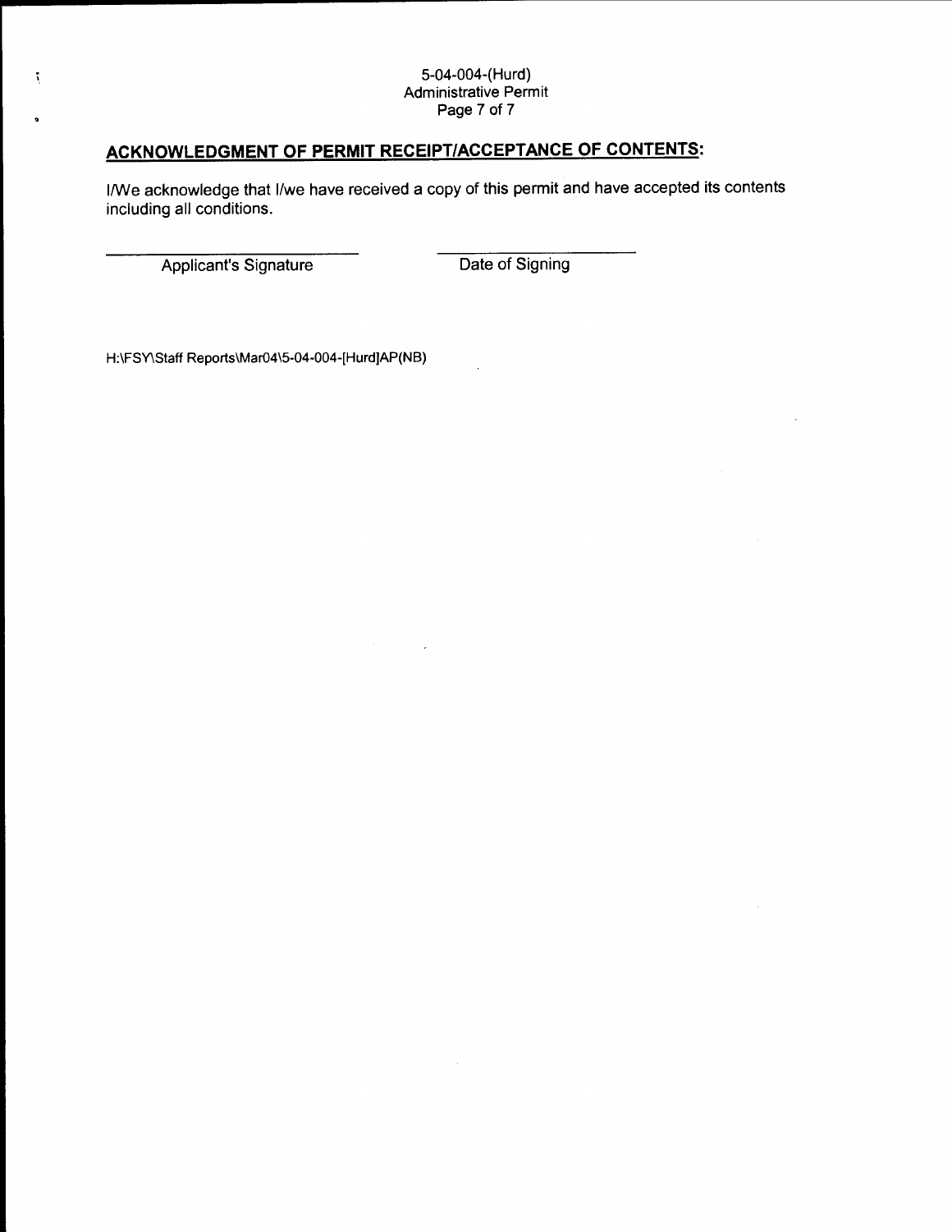## ACKNOWLEDGMENT OF PERMIT RECEIPT/ACCEPTANCE OF CONTENTS:

I/We acknowledge that I/we have received a copy of this permit and have accepted its contents including all conditions.

| ______________________________ | ______________________ |
| --- | --- |
| Applicant's Signature | Date of Signing |

H:\FSY\Staff Reports\Mar04\5-04-004-[Hurd]AP(NB)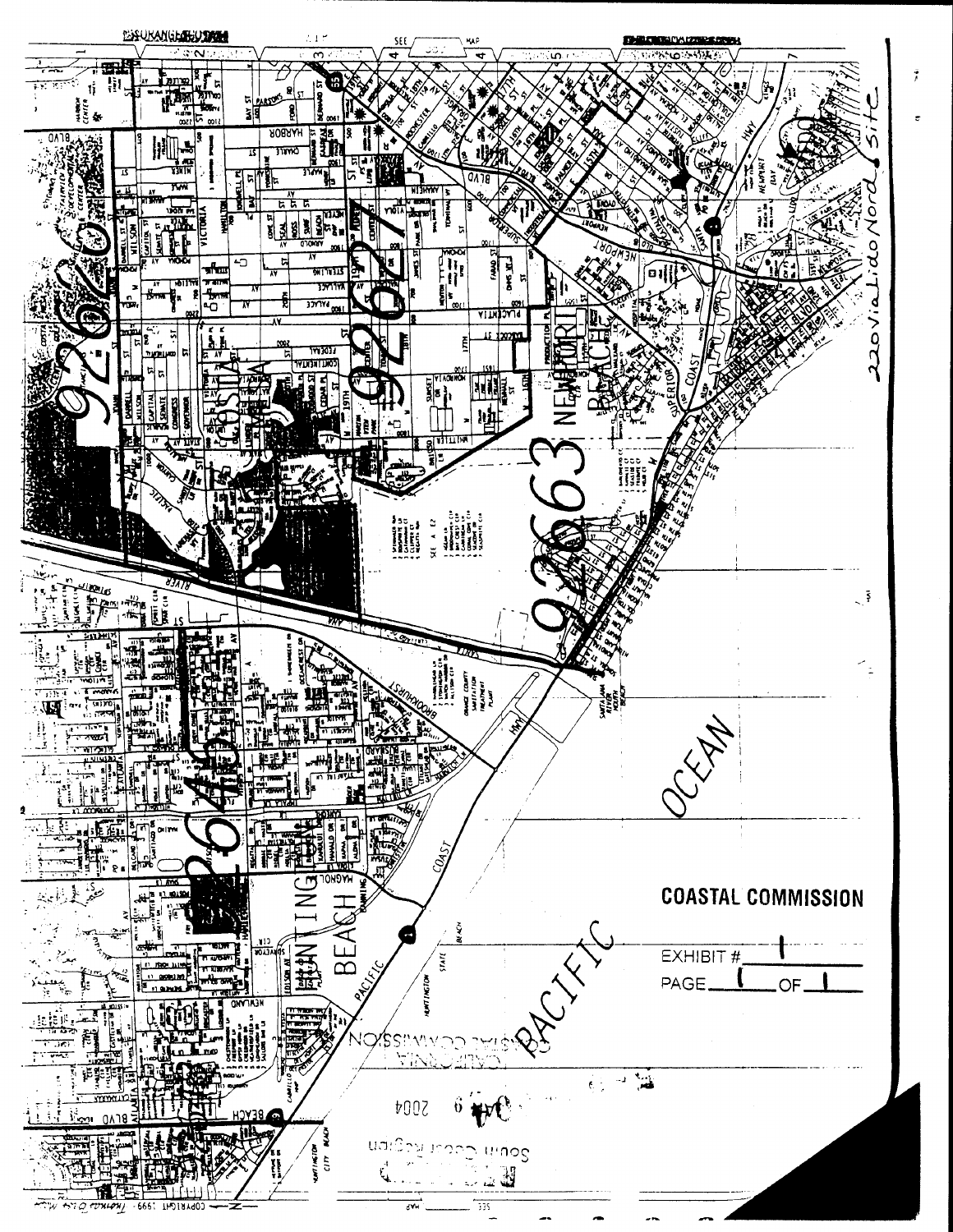**COASTAL COMMISSION**

EXHIBIT # 1

PAGE 1 OF 1

220 Via Lido Nord Site

NEWPORT BEACH

COSTA MESA

HUNTINGTON BEACH

PACIFIC OCEAN

92627

92663

92626

92646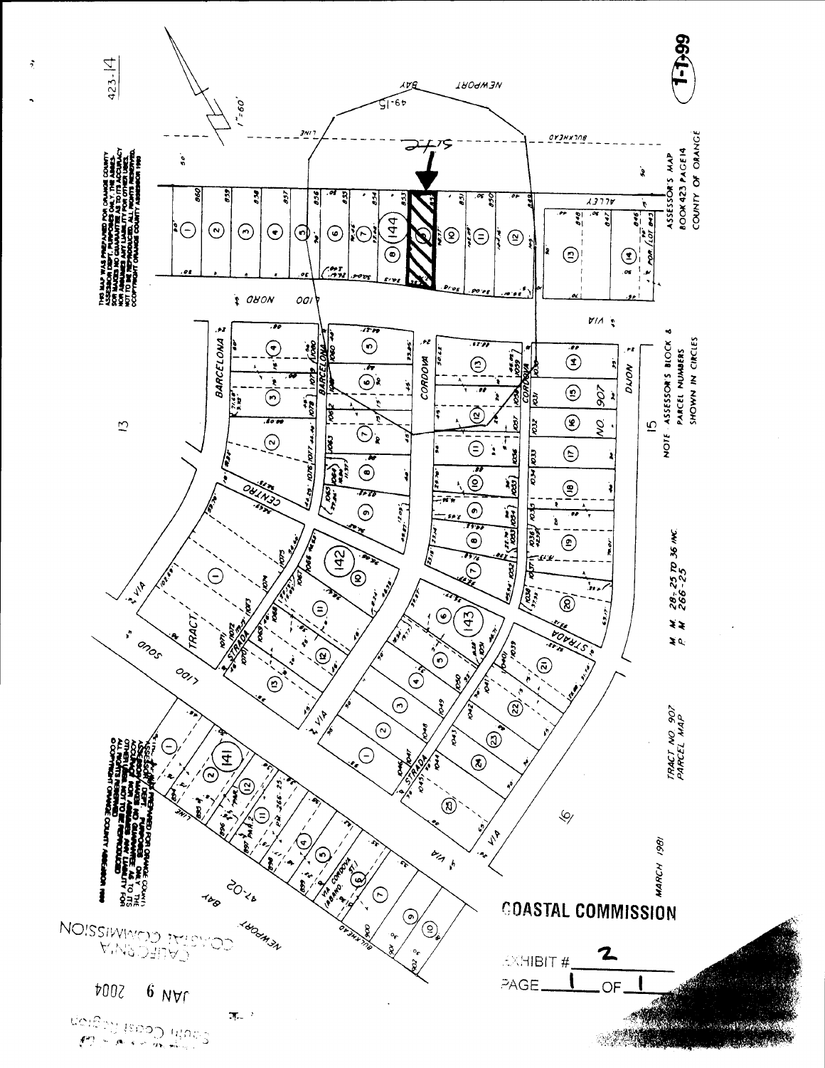COASTAL COMMISSION

EXHIBIT # 2

PAGE 1 OF 1

THIS MAP WAS PREPARED FOR ORANGE COUNTY ASSESSOR DEPT. PURPOSES ONLY. THE ASSESSOR MAKES NO GUARANTEE AS TO ITS ACCURACY NOR ASSUMES ANY LIABILITY FOR OTHER USES. NOT TO BE REPRODUCED. ALL RIGHTS RESERVED. © COPYRIGHT ORANGE COUNTY ASSESSOR 1990

ASSESSOR'S MAP
BOOK 423 PAGE 14
COUNTY OF ORANGE

NOTE ASSESSOR'S BLOCK & PARCEL NUMBERS SHOWN IN CIRCLES

M M 28-25 TO 36 INC
P M 266-25

TRACT NO 907
PARCEL MAP

MARCH 1981

423-14

1"=60'

1-1-99

SITE

NEWPORT BAY

LIDO NORD

LIDO SOUD

VIA BARCELONA

VIA CORDOVA

VIA CENTRO

VIA STRADA

TRACT NO 907

CALIFORNIA COASTAL COMMISSION

JAN 9 2004

South Coast Region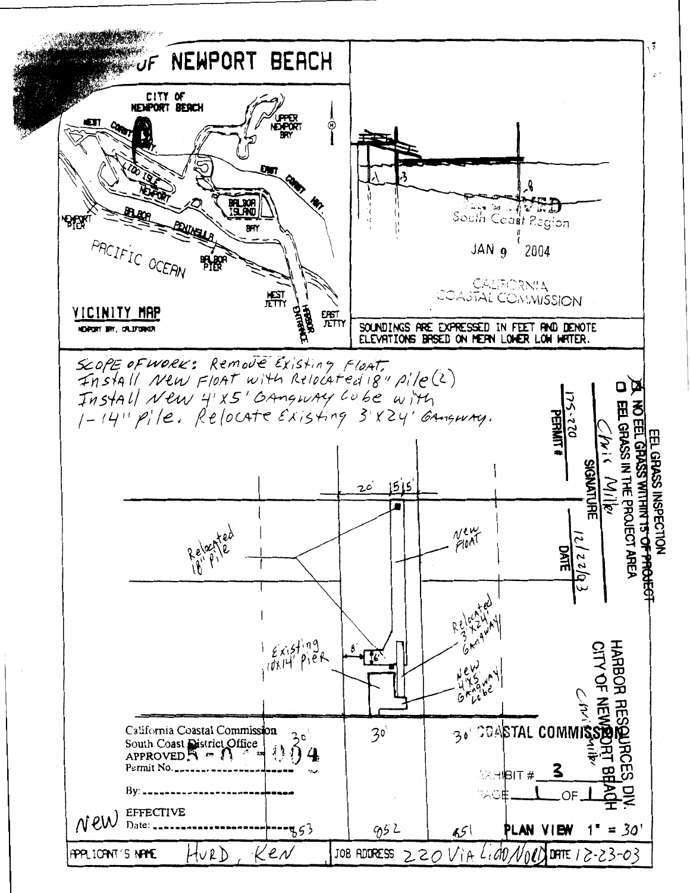# CITY OF NEWPORT BEACH

CITY OF NEWPORT BEACH

WEST COAST HWY.

UPPER NEWPORT BAY

LIDO ISLE

NEWPORT

EAST COAST HWY.

BALBOA ISLAND

NEWPORT PIER

BALBOA PENINSULA

BAY

PACIFIC OCEAN

BALBOA PIER

WEST JETTY

HARBOR ENTRANCE

EAST JETTY

VICINITY MAP

NEWPORT BAY, CALIFORNIA

RECEIVED
South Coast Region

JAN 9 2004

CALIFORNIA
COASTAL COMMISSION

SOUNDINGS ARE EXPRESSED IN FEET AND DENOTE ELEVATIONS BASED ON MEAN LOWER LOW WATER.

SCOPE OF WORK: Remove Existing Float, Install New Float with Relocated 18" pile (2) Install New 4'X5' Gangway Lobe with 1-14" pile. Relocate Existing 3'X24' Gangway.

EEL GRASS INSPECTION

☒ NO EEL GRASS WITHIN 15' OF PROJECT

☐ EEL GRASS IN THE PROJECT AREA

Chris Miller
SIGNATURE

175-220
PERMIT #

12/22/03
DATE

20'

15'

5'

Relocated 18" pile

New Float

Relocated 3'x24' Gangway

Existing 10x14' pier

8'

6'

New 4'x5' Gangway Lobe

HARBOR RESOURCES DIV.
CITY OF NEWPORT BEACH

California Coastal Commission
South Coast District Office
APPROVED 5-04-004
Permit No. ____________
By: ____________
EFFECTIVE
Date: ____________

New

30'

30'

30'

COASTAL COMMISSION

EXHIBIT # 3

PAGE 1 OF 1

853

852

851

PLAN VIEW 1" = 30'

APPLICANT'S NAME: HURD, KEN

JOB ADDRESS: 220 Via Lido Nord

DATE: 12-23-03